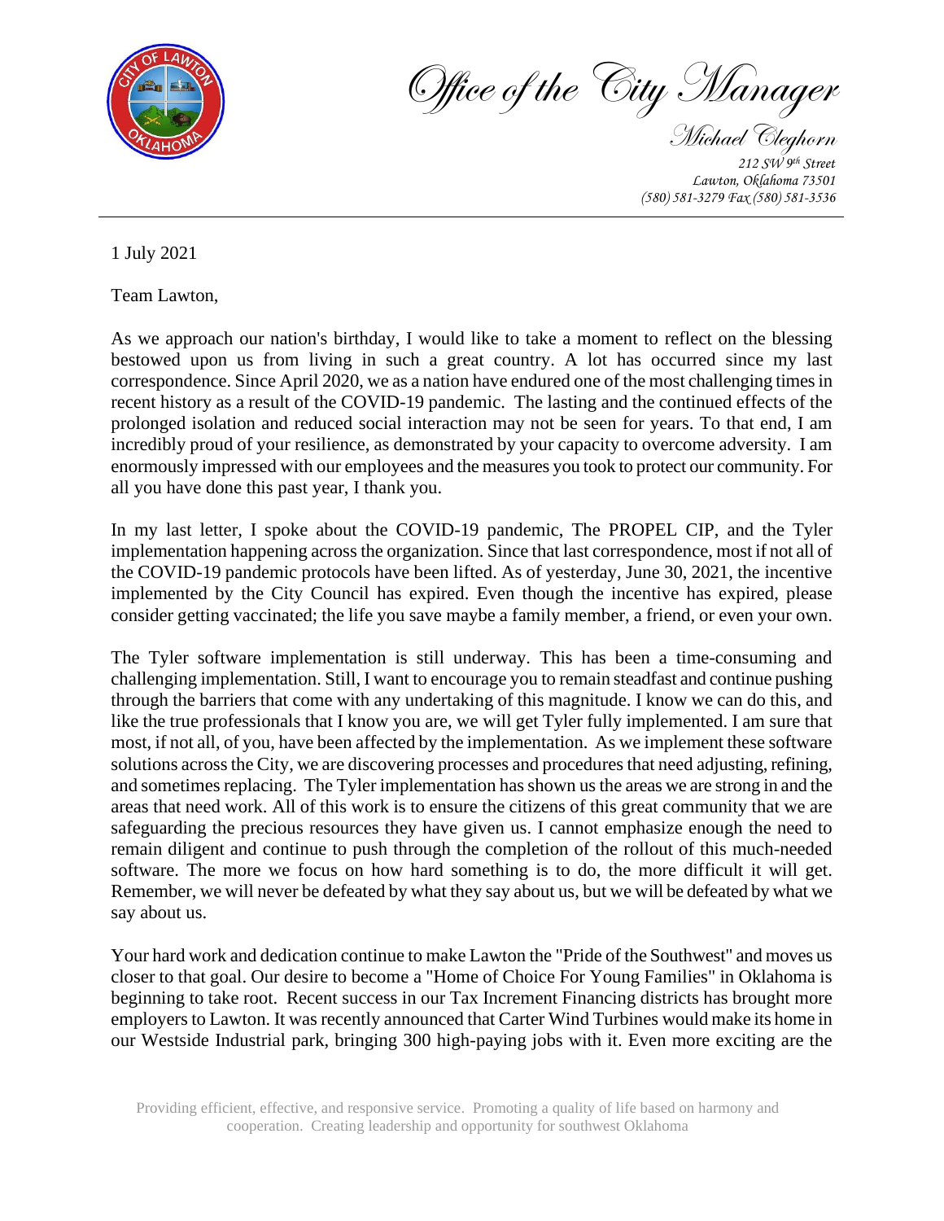# Office of the City Manager

*Michael Cleghorn*

*212 SW 9th Street*
*Lawton, Oklahoma 73501*
*(580) 581-3279 Fax (580) 581-3536*

---

1 July 2021

Team Lawton,

As we approach our nation's birthday, I would like to take a moment to reflect on the blessing bestowed upon us from living in such a great country. A lot has occurred since my last correspondence. Since April 2020, we as a nation have endured one of the most challenging times in recent history as a result of the COVID-19 pandemic. The lasting and the continued effects of the prolonged isolation and reduced social interaction may not be seen for years. To that end, I am incredibly proud of your resilience, as demonstrated by your capacity to overcome adversity. I am enormously impressed with our employees and the measures you took to protect our community. For all you have done this past year, I thank you.

In my last letter, I spoke about the COVID-19 pandemic, The PROPEL CIP, and the Tyler implementation happening across the organization. Since that last correspondence, most if not all of the COVID-19 pandemic protocols have been lifted. As of yesterday, June 30, 2021, the incentive implemented by the City Council has expired. Even though the incentive has expired, please consider getting vaccinated; the life you save maybe a family member, a friend, or even your own.

The Tyler software implementation is still underway. This has been a time-consuming and challenging implementation. Still, I want to encourage you to remain steadfast and continue pushing through the barriers that come with any undertaking of this magnitude. I know we can do this, and like the true professionals that I know you are, we will get Tyler fully implemented. I am sure that most, if not all, of you, have been affected by the implementation. As we implement these software solutions across the City, we are discovering processes and procedures that need adjusting, refining, and sometimes replacing. The Tyler implementation has shown us the areas we are strong in and the areas that need work. All of this work is to ensure the citizens of this great community that we are safeguarding the precious resources they have given us. I cannot emphasize enough the need to remain diligent and continue to push through the completion of the rollout of this much-needed software. The more we focus on how hard something is to do, the more difficult it will get. Remember, we will never be defeated by what they say about us, but we will be defeated by what we say about us.

Your hard work and dedication continue to make Lawton the "Pride of the Southwest" and moves us closer to that goal. Our desire to become a "Home of Choice For Young Families" in Oklahoma is beginning to take root. Recent success in our Tax Increment Financing districts has brought more employers to Lawton. It was recently announced that Carter Wind Turbines would make its home in our Westside Industrial park, bringing 300 high-paying jobs with it. Even more exciting are the

Providing efficient, effective, and responsive service. Promoting a quality of life based on harmony and cooperation. Creating leadership and opportunity for southwest Oklahoma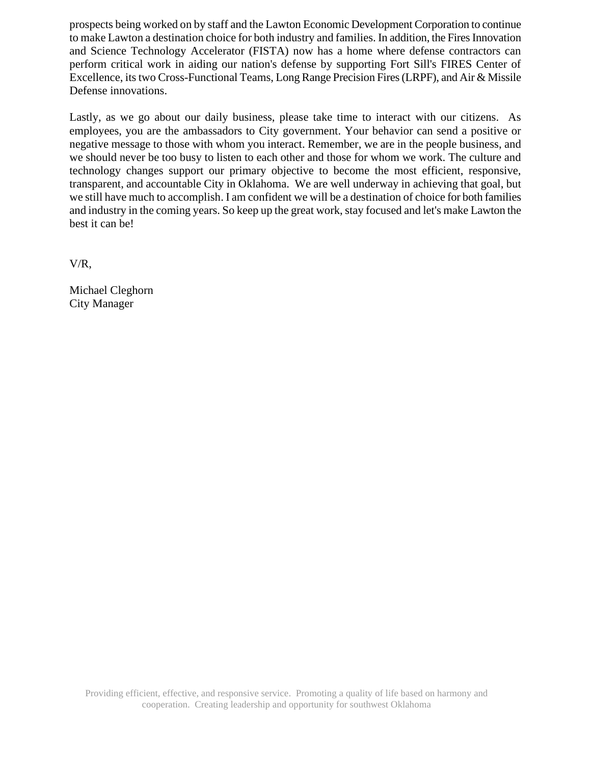prospects being worked on by staff and the Lawton Economic Development Corporation to continue to make Lawton a destination choice for both industry and families. In addition, the Fires Innovation and Science Technology Accelerator (FISTA) now has a home where defense contractors can perform critical work in aiding our nation's defense by supporting Fort Sill's FIRES Center of Excellence, its two Cross-Functional Teams, Long Range Precision Fires (LRPF), and Air & Missile Defense innovations.

Lastly, as we go about our daily business, please take time to interact with our citizens. As employees, you are the ambassadors to City government. Your behavior can send a positive or negative message to those with whom you interact. Remember, we are in the people business, and we should never be too busy to listen to each other and those for whom we work. The culture and technology changes support our primary objective to become the most efficient, responsive, transparent, and accountable City in Oklahoma. We are well underway in achieving that goal, but we still have much to accomplish. I am confident we will be a destination of choice for both families and industry in the coming years. So keep up the great work, stay focused and let's make Lawton the best it can be!

V/R,

Michael Cleghorn
City Manager